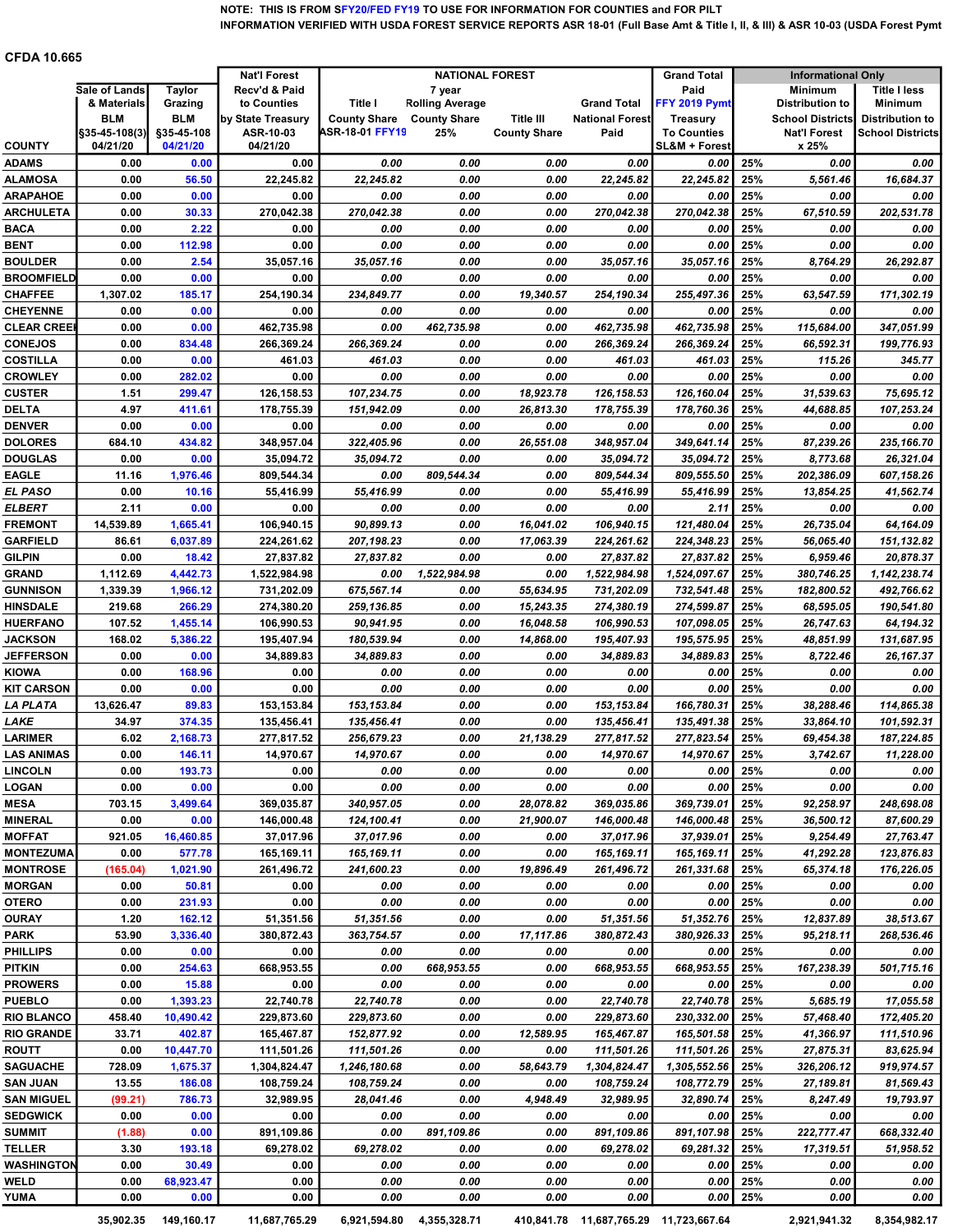NOTE: THIS IS FROM SFY20/FED FY19 TO USE FOR INFORMATION FOR COUNTIES and FOR PILT INFORMATION VERIFIED WITH USDA FOREST SERVICE REPORTS ASR 18-01 (Full Base Amt & Title I, II, & III) & ASR 10-03 (USDA Forest Pymt

CFDA 10.665

| COUNTY | Sale of Lands & Materials BLM §35-45-108(3) 04/21/20 | Taylor Grazing BLM §35-45-108 04/21/20 | Nat'l Forest Recv'd & Paid to Counties by State Treasury ASR-10-03 04/21/20 | NATIONAL FOREST Title I County Share ASR-18-01 FFY19 | 7 year Rolling Average County Share 25% | Title III County Share | Grand Total National Forest Paid | Grand Total Paid FFY 2019 Pymt Treasury To Counties SL&M + Forest | Informational Only | Minimum Distribution to School Districts Nat'l Forest x 25% | Title I less Minimum Distribution to School Districts |
|---|---|---|---|---|---|---|---|---|---|---|---|
| ADAMS | 0.00 | 0.00 | 0.00 | 0.00 | 0.00 | 0.00 | 0.00 | 0.00 | 25% | 0.00 | 0.00 |
| ALAMOSA | 0.00 | 56.50 | 22,245.82 | 22,245.82 | 0.00 | 0.00 | 22,245.82 | 22,245.82 | 25% | 5,561.46 | 16,684.37 |
| ARAPAHOE | 0.00 | 0.00 | 0.00 | 0.00 | 0.00 | 0.00 | 0.00 | 0.00 | 25% | 0.00 | 0.00 |
| ARCHULETA | 0.00 | 30.33 | 270,042.38 | 270,042.38 | 0.00 | 0.00 | 270,042.38 | 270,042.38 | 25% | 67,510.59 | 202,531.78 |
| BACA | 0.00 | 2.22 | 0.00 | 0.00 | 0.00 | 0.00 | 0.00 | 0.00 | 25% | 0.00 | 0.00 |
| BENT | 0.00 | 112.98 | 0.00 | 0.00 | 0.00 | 0.00 | 0.00 | 0.00 | 25% | 0.00 | 0.00 |
| BOULDER | 0.00 | 2.54 | 35,057.16 | 35,057.16 | 0.00 | 0.00 | 35,057.16 | 35,057.16 | 25% | 8,764.29 | 26,292.87 |
| BROOMFIELD | 0.00 | 0.00 | 0.00 | 0.00 | 0.00 | 0.00 | 0.00 | 0.00 | 25% | 0.00 | 0.00 |
| CHAFFEE | 1,307.02 | 185.17 | 254,190.34 | 234,849.77 | 0.00 | 19,340.57 | 254,190.34 | 255,497.36 | 25% | 63,547.59 | 171,302.19 |
| CHEYENNE | 0.00 | 0.00 | 0.00 | 0.00 | 0.00 | 0.00 | 0.00 | 0.00 | 25% | 0.00 | 0.00 |
| CLEAR CREEK | 0.00 | 0.00 | 462,735.98 | 0.00 | 462,735.98 | 0.00 | 462,735.98 | 462,735.98 | 25% | 115,684.00 | 347,051.99 |
| CONEJOS | 0.00 | 834.48 | 266,369.24 | 266,369.24 | 0.00 | 0.00 | 266,369.24 | 266,369.24 | 25% | 66,592.31 | 199,776.93 |
| COSTILLA | 0.00 | 0.00 | 461.03 | 461.03 | 0.00 | 0.00 | 461.03 | 461.03 | 25% | 115.26 | 345.77 |
| CROWLEY | 0.00 | 282.02 | 0.00 | 0.00 | 0.00 | 0.00 | 0.00 | 0.00 | 25% | 0.00 | 0.00 |
| CUSTER | 1.51 | 299.47 | 126,158.53 | 107,234.75 | 0.00 | 18,923.78 | 126,158.53 | 126,160.04 | 25% | 31,539.63 | 75,695.12 |
| DELTA | 4.97 | 411.61 | 178,755.39 | 151,942.09 | 0.00 | 26,813.30 | 178,755.39 | 178,760.36 | 25% | 44,688.85 | 107,253.24 |
| DENVER | 0.00 | 0.00 | 0.00 | 0.00 | 0.00 | 0.00 | 0.00 | 0.00 | 25% | 0.00 | 0.00 |
| DOLORES | 684.10 | 434.82 | 348,957.04 | 322,405.96 | 0.00 | 26,551.08 | 348,957.04 | 349,641.14 | 25% | 87,239.26 | 235,166.70 |
| DOUGLAS | 0.00 | 0.00 | 35,094.72 | 35,094.72 | 0.00 | 0.00 | 35,094.72 | 35,094.72 | 25% | 8,773.68 | 26,321.04 |
| EAGLE | 11.16 | 1,976.46 | 809,544.34 | 0.00 | 809,544.34 | 0.00 | 809,544.34 | 809,555.50 | 25% | 202,386.09 | 607,158.26 |
| *EL PASO* | 0.00 | 10.16 | 55,416.99 | 55,416.99 | 0.00 | 0.00 | 55,416.99 | 55,416.99 | 25% | 13,854.25 | 41,562.74 |
| *ELBERT* | 2.11 | 0.00 | 0.00 | 0.00 | 0.00 | 0.00 | 0.00 | 2.11 | 25% | 0.00 | 0.00 |
| FREMONT | 14,539.89 | 1,665.41 | 106,940.15 | 90,899.13 | 0.00 | 16,041.02 | 106,940.15 | 121,480.04 | 25% | 26,735.04 | 64,164.09 |
| GARFIELD | 86.61 | 6,037.89 | 224,261.62 | 207,198.23 | 0.00 | 17,063.39 | 224,261.62 | 224,348.23 | 25% | 56,065.40 | 151,132.82 |
| GILPIN | 0.00 | 18.42 | 27,837.82 | 27,837.82 | 0.00 | 0.00 | 27,837.82 | 27,837.82 | 25% | 6,959.46 | 20,878.37 |
| GRAND | 1,112.69 | 4,442.73 | 1,522,984.98 | 0.00 | 1,522,984.98 | 0.00 | 1,522,984.98 | 1,524,097.67 | 25% | 380,746.25 | 1,142,238.74 |
| GUNNISON | 1,339.39 | 1,966.12 | 731,202.09 | 675,567.14 | 0.00 | 55,634.95 | 731,202.09 | 732,541.48 | 25% | 182,800.52 | 492,766.62 |
| HINSDALE | 219.68 | 266.29 | 274,380.20 | 259,136.85 | 0.00 | 15,243.35 | 274,380.19 | 274,599.87 | 25% | 68,595.05 | 190,541.80 |
| HUERFANO | 107.52 | 1,455.14 | 106,990.53 | 90,941.95 | 0.00 | 16,048.58 | 106,990.53 | 107,098.05 | 25% | 26,747.63 | 64,194.32 |
| JACKSON | 168.02 | 5,386.22 | 195,407.94 | 180,539.94 | 0.00 | 14,868.00 | 195,407.93 | 195,575.95 | 25% | 48,851.99 | 131,687.95 |
| JEFFERSON | 0.00 | 0.00 | 34,889.83 | 34,889.83 | 0.00 | 0.00 | 34,889.83 | 34,889.83 | 25% | 8,722.46 | 26,167.37 |
| KIOWA | 0.00 | 168.96 | 0.00 | 0.00 | 0.00 | 0.00 | 0.00 | 0.00 | 25% | 0.00 | 0.00 |
| KIT CARSON | 0.00 | 0.00 | 0.00 | 0.00 | 0.00 | 0.00 | 0.00 | 0.00 | 25% | 0.00 | 0.00 |
| *LA PLATA* | 13,626.47 | 89.83 | 153,153.84 | 153,153.84 | 0.00 | 0.00 | 153,153.84 | 166,780.31 | 25% | 38,288.46 | 114,865.38 |
| *LAKE* | 34.97 | 374.35 | 135,456.41 | 135,456.41 | 0.00 | 0.00 | 135,456.41 | 135,491.38 | 25% | 33,864.10 | 101,592.31 |
| LARIMER | 6.02 | 2,168.73 | 277,817.52 | 256,679.23 | 0.00 | 21,138.29 | 277,817.52 | 277,823.54 | 25% | 69,454.38 | 187,224.85 |
| LAS ANIMAS | 0.00 | 146.11 | 14,970.67 | 14,970.67 | 0.00 | 0.00 | 14,970.67 | 14,970.67 | 25% | 3,742.67 | 11,228.00 |
| LINCOLN | 0.00 | 193.73 | 0.00 | 0.00 | 0.00 | 0.00 | 0.00 | 0.00 | 25% | 0.00 | 0.00 |
| LOGAN | 0.00 | 0.00 | 0.00 | 0.00 | 0.00 | 0.00 | 0.00 | 0.00 | 25% | 0.00 | 0.00 |
| MESA | 703.15 | 3,499.64 | 369,035.87 | 340,957.05 | 0.00 | 28,078.82 | 369,035.86 | 369,739.01 | 25% | 92,258.97 | 248,698.08 |
| MINERAL | 0.00 | 0.00 | 146,000.48 | 124,100.41 | 0.00 | 21,900.07 | 146,000.48 | 146,000.48 | 25% | 36,500.12 | 87,600.29 |
| MOFFAT | 921.05 | 16,460.85 | 37,017.96 | 37,017.96 | 0.00 | 0.00 | 37,017.96 | 37,939.01 | 25% | 9,254.49 | 27,763.47 |
| MONTEZUMA | 0.00 | 577.78 | 165,169.11 | 165,169.11 | 0.00 | 0.00 | 165,169.11 | 165,169.11 | 25% | 41,292.28 | 123,876.83 |
| MONTROSE | (165.04) | 1,021.90 | 261,496.72 | 241,600.23 | 0.00 | 19,896.49 | 261,496.72 | 261,331.68 | 25% | 65,374.18 | 176,226.05 |
| MORGAN | 0.00 | 50.81 | 0.00 | 0.00 | 0.00 | 0.00 | 0.00 | 0.00 | 25% | 0.00 | 0.00 |
| OTERO | 0.00 | 231.93 | 0.00 | 0.00 | 0.00 | 0.00 | 0.00 | 0.00 | 25% | 0.00 | 0.00 |
| OURAY | 1.20 | 162.12 | 51,351.56 | 51,351.56 | 0.00 | 0.00 | 51,351.56 | 51,352.76 | 25% | 12,837.89 | 38,513.67 |
| PARK | 53.90 | 3,336.40 | 380,872.43 | 363,754.57 | 0.00 | 17,117.86 | 380,872.43 | 380,926.33 | 25% | 95,218.11 | 268,536.46 |
| PHILLIPS | 0.00 | 0.00 | 0.00 | 0.00 | 0.00 | 0.00 | 0.00 | 0.00 | 25% | 0.00 | 0.00 |
| PITKIN | 0.00 | 254.63 | 668,953.55 | 0.00 | 668,953.55 | 0.00 | 668,953.55 | 668,953.55 | 25% | 167,238.39 | 501,715.16 |
| PROWERS | 0.00 | 15.88 | 0.00 | 0.00 | 0.00 | 0.00 | 0.00 | 0.00 | 25% | 0.00 | 0.00 |
| PUEBLO | 0.00 | 1,393.23 | 22,740.78 | 22,740.78 | 0.00 | 0.00 | 22,740.78 | 22,740.78 | 25% | 5,685.19 | 17,055.58 |
| RIO BLANCO | 458.40 | 10,490.42 | 229,873.60 | 229,873.60 | 0.00 | 0.00 | 229,873.60 | 230,332.00 | 25% | 57,468.40 | 172,405.20 |
| RIO GRANDE | 33.71 | 402.87 | 165,467.87 | 152,877.92 | 0.00 | 12,589.95 | 165,467.87 | 165,501.58 | 25% | 41,366.97 | 111,510.96 |
| ROUTT | 0.00 | 10,447.70 | 111,501.26 | 111,501.26 | 0.00 | 0.00 | 111,501.26 | 111,501.26 | 25% | 27,875.31 | 83,625.94 |
| SAGUACHE | 728.09 | 1,675.37 | 1,304,824.47 | 1,246,180.68 | 0.00 | 58,643.79 | 1,304,824.47 | 1,305,552.56 | 25% | 326,206.12 | 919,974.57 |
| SAN JUAN | 13.55 | 186.08 | 108,759.24 | 108,759.24 | 0.00 | 0.00 | 108,759.24 | 108,772.79 | 25% | 27,189.81 | 81,569.43 |
| SAN MIGUEL | (99.21) | 786.73 | 32,989.95 | 28,041.46 | 0.00 | 4,948.49 | 32,989.95 | 32,890.74 | 25% | 8,247.49 | 19,793.97 |
| SEDGWICK | 0.00 | 0.00 | 0.00 | 0.00 | 0.00 | 0.00 | 0.00 | 0.00 | 25% | 0.00 | 0.00 |
| SUMMIT | (1.88) | 0.00 | 891,109.86 | 0.00 | 891,109.86 | 0.00 | 891,109.86 | 891,107.98 | 25% | 222,777.47 | 668,332.40 |
| TELLER | 3.30 | 193.18 | 69,278.02 | 69,278.02 | 0.00 | 0.00 | 69,278.02 | 69,281.32 | 25% | 17,319.51 | 51,958.52 |
| WASHINGTON | 0.00 | 30.49 | 0.00 | 0.00 | 0.00 | 0.00 | 0.00 | 0.00 | 25% | 0.00 | 0.00 |
| WELD | 0.00 | 68,923.47 | 0.00 | 0.00 | 0.00 | 0.00 | 0.00 | 0.00 | 25% | 0.00 | 0.00 |
| YUMA | 0.00 | 0.00 | 0.00 | 0.00 | 0.00 | 0.00 | 0.00 | 0.00 | 25% | 0.00 | 0.00 |
| | 35,902.35 | 149,160.17 | 11,687,765.29 | 6,921,594.80 | 4,355,328.71 | 410,841.78 | 11,687,765.29 | 11,723,667.64 | | 2,921,941.32 | 8,354,982.17 |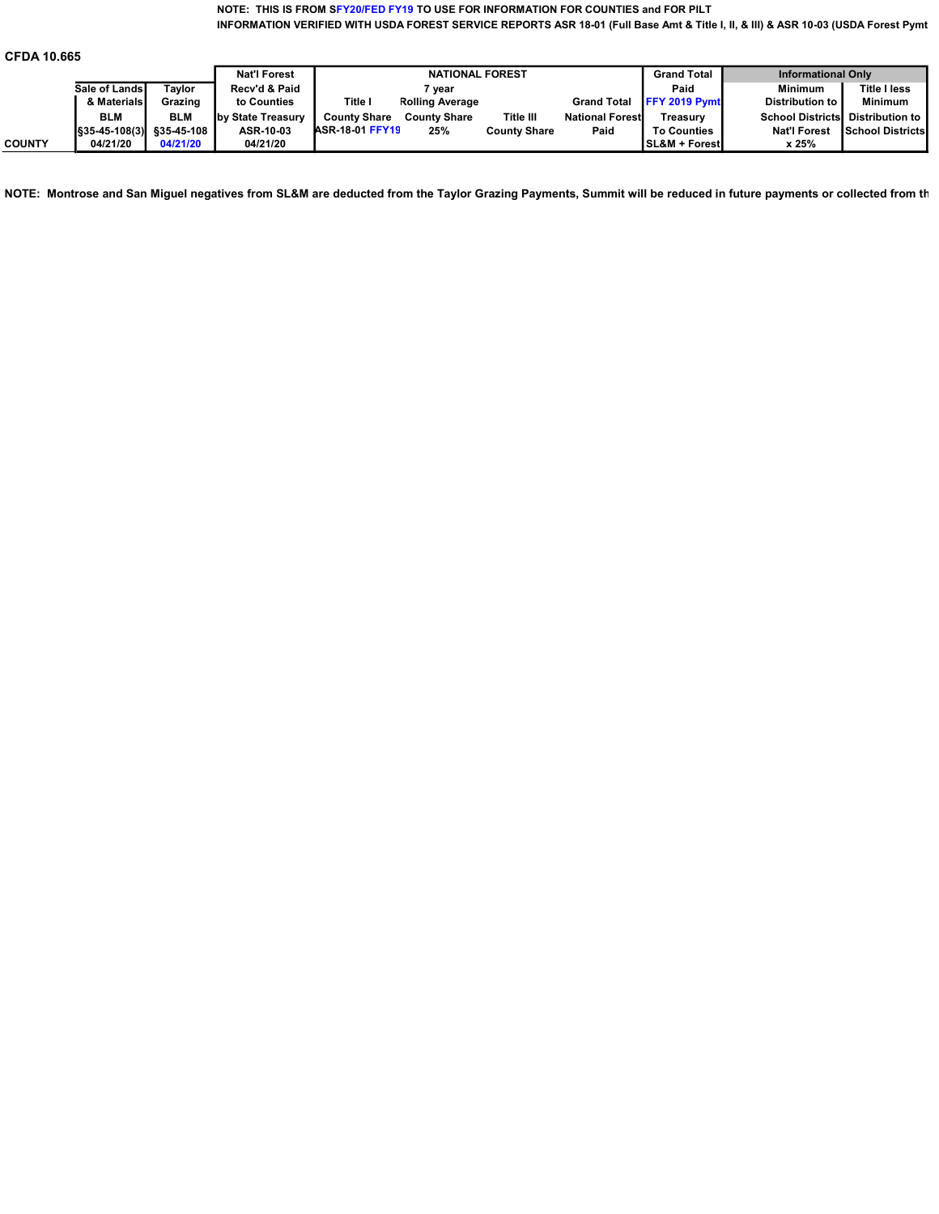NOTE: THIS IS FROM SFY20/FED FY19 TO USE FOR INFORMATION FOR COUNTIES and FOR PILT

INFORMATION VERIFIED WITH USDA FOREST SERVICE REPORTS ASR 18-01 (Full Base Amt & Title I, II, & III) & ASR 10-03 (USDA Forest Pymt

CFDA 10.665

| COUNTY | Sale of Lands & Materials BLM §35-45-108(3) 04/21/20 | Taylor Grazing BLM §35-45-108 04/21/20 | Nat'l Forest Recv'd & Paid to Counties by State Treasury ASR-10-03 04/21/20 | NATIONAL FOREST Title I County Share ASR-18-01 FFY19 | 7 year Rolling Average County Share 25% | Title III County Share | Grand Total National Forest Paid | Grand Total Paid FFY 2019 Pymt Treasury To Counties SL&M + Forest | Informational Only Minimum Distribution to School Districts Nat'l Forest x 25% | Title I less Minimum Distribution to School Districts |
|---|---|---|---|---|---|---|---|---|---|---|

NOTE: Montrose and San Miguel negatives from SL&M are deducted from the Taylor Grazing Payments, Summit will be reduced in future payments or collected from th